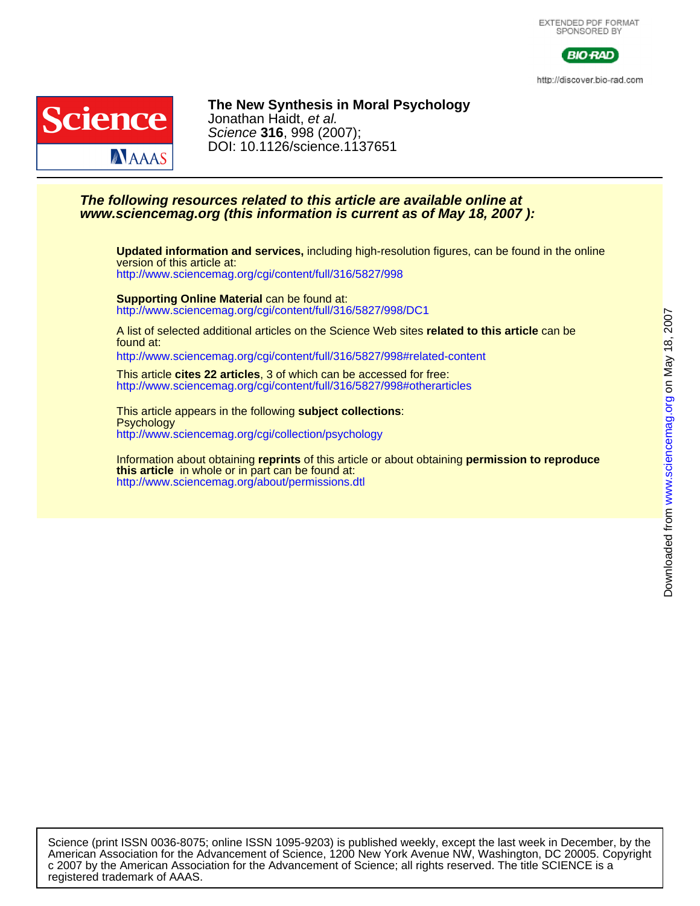EXTENDED PDF FORMAT
SPONSORED BY

BIO-RAD

http://discover.bio-rad.com

**The New Synthesis in Moral Psychology**
Jonathan Haidt, *et al.*
*Science* **316**, 998 (2007);
DOI: 10.1126/science.1137651

***The following resources related to this article are available online at www.sciencemag.org (this information is current as of May 18, 2007 ):***

**Updated information and services,** including high-resolution figures, can be found in the online version of this article at:
http://www.sciencemag.org/cgi/content/full/316/5827/998

**Supporting Online Material** can be found at:
http://www.sciencemag.org/cgi/content/full/316/5827/998/DC1

A list of selected additional articles on the Science Web sites **related to this article** can be found at:
http://www.sciencemag.org/cgi/content/full/316/5827/998#related-content

This article **cites 22 articles**, 3 of which can be accessed for free:
http://www.sciencemag.org/cgi/content/full/316/5827/998#otherarticles

This article appears in the following **subject collections**:
Psychology
http://www.sciencemag.org/cgi/collection/psychology

Information about obtaining **reprints** of this article or about obtaining **permission to reproduce this article** in whole or in part can be found at:
http://www.sciencemag.org/about/permissions.dtl

Downloaded from www.sciencemag.org on May 18, 2007

Science (print ISSN 0036-8075; online ISSN 1095-9203) is published weekly, except the last week in December, by the American Association for the Advancement of Science, 1200 New York Avenue NW, Washington, DC 20005. Copyright c 2007 by the American Association for the Advancement of Science; all rights reserved. The title SCIENCE is a registered trademark of AAAS.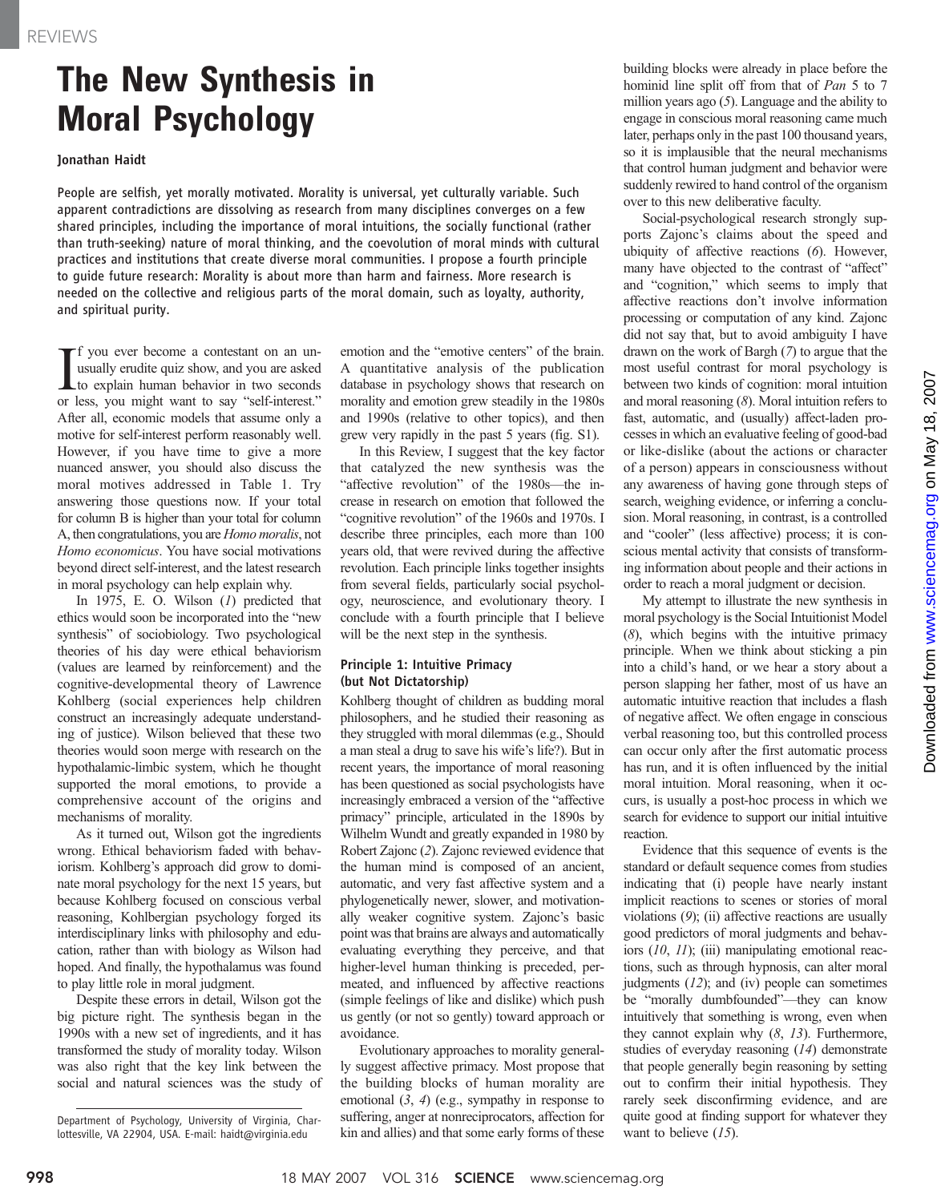REVIEWS

# The New Synthesis in Moral Psychology

**Jonathan Haidt**

People are selfish, yet morally motivated. Morality is universal, yet culturally variable. Such apparent contradictions are dissolving as research from many disciplines converges on a few shared principles, including the importance of moral intuitions, the socially functional (rather than truth-seeking) nature of moral thinking, and the coevolution of moral minds with cultural practices and institutions that create diverse moral communities. I propose a fourth principle to guide future research: Morality is about more than harm and fairness. More research is needed on the collective and religious parts of the moral domain, such as loyalty, authority, and spiritual purity.

If you ever become a contestant on an unusually erudite quiz show, and you are asked to explain human behavior in two seconds or less, you might want to say "self-interest." After all, economic models that assume only a motive for self-interest perform reasonably well. However, if you have time to give a more nuanced answer, you should also discuss the moral motives addressed in Table 1. Try answering those questions now. If your total for column B is higher than your total for column A, then congratulations, you are *Homo moralis*, not *Homo economicus*. You have social motivations beyond direct self-interest, and the latest research in moral psychology can help explain why.

In 1975, E. O. Wilson (*1*) predicted that ethics would soon be incorporated into the "new synthesis" of sociobiology. Two psychological theories of his day were ethical behaviorism (values are learned by reinforcement) and the cognitive-developmental theory of Lawrence Kohlberg (social experiences help children construct an increasingly adequate understanding of justice). Wilson believed that these two theories would soon merge with research on the hypothalamic-limbic system, which he thought supported the moral emotions, to provide a comprehensive account of the origins and mechanisms of morality.

As it turned out, Wilson got the ingredients wrong. Ethical behaviorism faded with behaviorism. Kohlberg's approach did grow to dominate moral psychology for the next 15 years, but because Kohlberg focused on conscious verbal reasoning, Kohlbergian psychology forged its interdisciplinary links with philosophy and education, rather than with biology as Wilson had hoped. And finally, the hypothalamus was found to play little role in moral judgment.

Despite these errors in detail, Wilson got the big picture right. The synthesis began in the 1990s with a new set of ingredients, and it has transformed the study of morality today. Wilson was also right that the key link between the social and natural sciences was the study of emotion and the "emotive centers" of the brain. A quantitative analysis of the publication database in psychology shows that research on morality and emotion grew steadily in the 1980s and 1990s (relative to other topics), and then grew very rapidly in the past 5 years (fig. S1).

In this Review, I suggest that the key factor that catalyzed the new synthesis was the "affective revolution" of the 1980s—the increase in research on emotion that followed the "cognitive revolution" of the 1960s and 1970s. I describe three principles, each more than 100 years old, that were revived during the affective revolution. Each principle links together insights from several fields, particularly social psychology, neuroscience, and evolutionary theory. I conclude with a fourth principle that I believe will be the next step in the synthesis.

## Principle 1: Intuitive Primacy (but Not Dictatorship)

Kohlberg thought of children as budding moral philosophers, and he studied their reasoning as they struggled with moral dilemmas (e.g., Should a man steal a drug to save his wife's life?). But in recent years, the importance of moral reasoning has been questioned as social psychologists have increasingly embraced a version of the "affective primacy" principle, articulated in the 1890s by Wilhelm Wundt and greatly expanded in 1980 by Robert Zajonc (*2*). Zajonc reviewed evidence that the human mind is composed of an ancient, automatic, and very fast affective system and a phylogenetically newer, slower, and motivationally weaker cognitive system. Zajonc's basic point was that brains are always and automatically evaluating everything they perceive, and that higher-level human thinking is preceded, permeated, and influenced by affective reactions (simple feelings of like and dislike) which push us gently (or not so gently) toward approach or avoidance.

Evolutionary approaches to morality generally suggest affective primacy. Most propose that the building blocks of human morality are emotional (*3*, *4*) (e.g., sympathy in response to suffering, anger at nonreciprocators, affection for kin and allies) and that some early forms of these building blocks were already in place before the hominid line split off from that of *Pan* 5 to 7 million years ago (*5*). Language and the ability to engage in conscious moral reasoning came much later, perhaps only in the past 100 thousand years, so it is implausible that the neural mechanisms that control human judgment and behavior were suddenly rewired to hand control of the organism over to this new deliberative faculty.

Social-psychological research strongly supports Zajonc's claims about the speed and ubiquity of affective reactions (*6*). However, many have objected to the contrast of "affect" and "cognition," which seems to imply that affective reactions don't involve information processing or computation of any kind. Zajonc did not say that, but to avoid ambiguity I have drawn on the work of Bargh (*7*) to argue that the most useful contrast for moral psychology is between two kinds of cognition: moral intuition and moral reasoning (*8*). Moral intuition refers to fast, automatic, and (usually) affect-laden processes in which an evaluative feeling of good-bad or like-dislike (about the actions or character of a person) appears in consciousness without any awareness of having gone through steps of search, weighing evidence, or inferring a conclusion. Moral reasoning, in contrast, is a controlled and "cooler" (less affective) process; it is conscious mental activity that consists of transforming information about people and their actions in order to reach a moral judgment or decision.

My attempt to illustrate the new synthesis in moral psychology is the Social Intuitionist Model (*8*), which begins with the intuitive primacy principle. When we think about sticking a pin into a child's hand, or we hear a story about a person slapping her father, most of us have an automatic intuitive reaction that includes a flash of negative affect. We often engage in conscious verbal reasoning too, but this controlled process can occur only after the first automatic process has run, and it is often influenced by the initial moral intuition. Moral reasoning, when it occurs, is usually a post-hoc process in which we search for evidence to support our initial intuitive reaction.

Evidence that this sequence of events is the standard or default sequence comes from studies indicating that (i) people have nearly instant implicit reactions to scenes or stories of moral violations (*9*); (ii) affective reactions are usually good predictors of moral judgments and behaviors (*10*, *11*); (iii) manipulating emotional reactions, such as through hypnosis, can alter moral judgments (*12*); and (iv) people can sometimes be "morally dumbfounded"—they can know intuitively that something is wrong, even when they cannot explain why (*8*, *13*). Furthermore, studies of everyday reasoning (*14*) demonstrate that people generally begin reasoning by setting out to confirm their initial hypothesis. They rarely seek disconfirming evidence, and are quite good at finding support for whatever they want to believe (*15*).

Department of Psychology, University of Virginia, Charlottesville, VA 22904, USA. E-mail: haidt@virginia.edu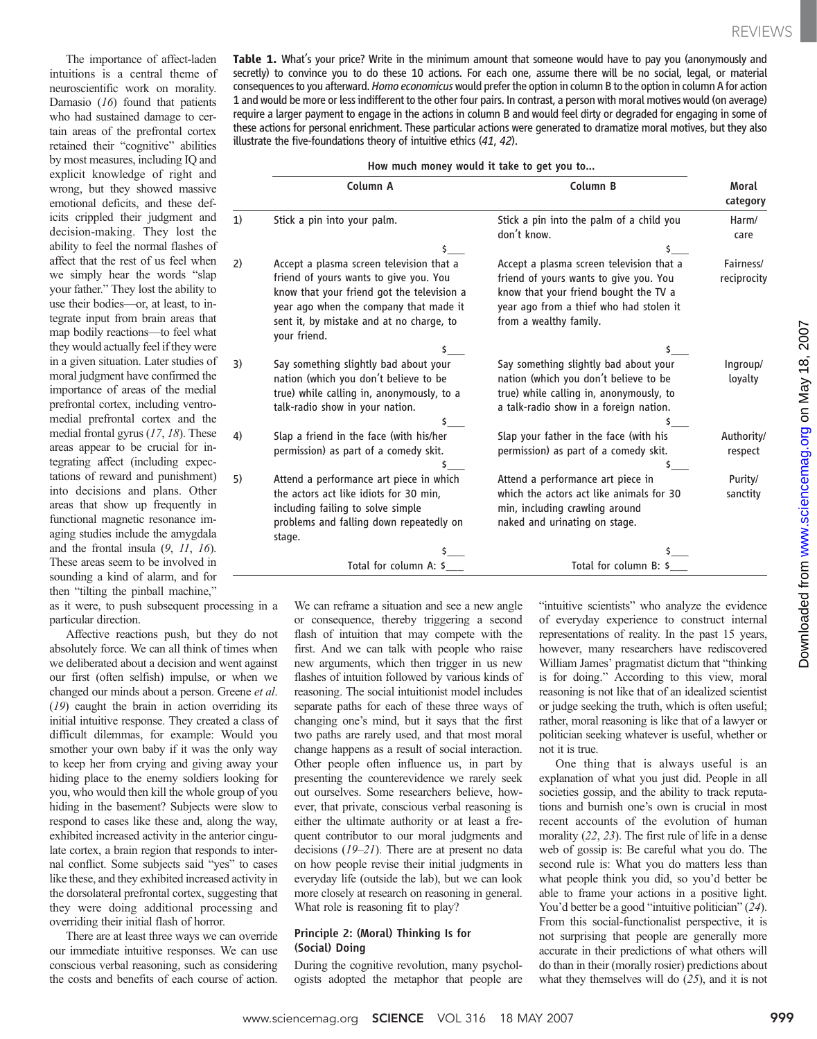The importance of affect-laden intuitions is a central theme of neuroscientific work on morality. Damasio (*16*) found that patients who had sustained damage to certain areas of the prefrontal cortex retained their "cognitive" abilities by most measures, including IQ and explicit knowledge of right and wrong, but they showed massive emotional deficits, and these deficits crippled their judgment and decision-making. They lost the ability to feel the normal flashes of affect that the rest of us feel when we simply hear the words "slap your father." They lost the ability to use their bodies—or, at least, to integrate input from brain areas that map bodily reactions—to feel what they would actually feel if they were in a given situation. Later studies of moral judgment have confirmed the importance of areas of the medial prefrontal cortex, including ventromedial prefrontal cortex and the medial frontal gyrus (*17*, *18*). These areas appear to be crucial for integrating affect (including expectations of reward and punishment) into decisions and plans. Other areas that show up frequently in functional magnetic resonance imaging studies include the amygdala and the frontal insula (*9*, *11*, *16*). These areas seem to be involved in sounding a kind of alarm, and for then "tilting the pinball machine," as it were, to push subsequent processing in a particular direction.

**Table 1.** What's your price? Write in the minimum amount that someone would have to pay you (anonymously and secretly) to convince you to do these 10 actions. For each one, assume there will be no social, legal, or material consequences to you afterward. *Homo economicus* would prefer the option in column B to the option in column A for action 1 and would be more or less indifferent to the other four pairs. In contrast, a person with moral motives would (on average) require a larger payment to engage in the actions in column B and would feel dirty or degraded for engaging in some of these actions for personal enrichment. These particular actions were generated to dramatize moral motives, but they also illustrate the five-foundations theory of intuitive ethics (*41*, *42*).

| | How much money would it take to get you to... | | |
|---|---|---|---|
| | Column A | Column B | Moral category |
| 1) | Stick a pin into your palm. $___ | Stick a pin into the palm of a child you don't know. $___ | Harm/care |
| 2) | Accept a plasma screen television that a friend of yours wants to give you. You know that your friend got the television a year ago when the company that made it sent it, by mistake and at no charge, to your friend. $___ | Accept a plasma screen television that a friend of yours wants to give you. You know that your friend bought the TV a year ago from a thief who had stolen it from a wealthy family. $___ | Fairness/reciprocity |
| 3) | Say something slightly bad about your nation (which you don't believe to be true) while calling in, anonymously, to a talk-radio show in your nation. $___ | Say something slightly bad about your nation (which you don't believe to be true) while calling in, anonymously, to a talk-radio show in a foreign nation. $___ | Ingroup/loyalty |
| 4) | Slap a friend in the face (with his/her permission) as part of a comedy skit. $___ | Slap your father in the face (with his permission) as part of a comedy skit. $___ | Authority/respect |
| 5) | Attend a performance art piece in which the actors act like idiots for 30 min, including failing to solve simple problems and falling down repeatedly on stage. $___ | Attend a performance art piece in which the actors act like animals for 30 min, including crawling around naked and urinating on stage. $___ | Purity/sanctity |
| | Total for column A: $___ | Total for column B: $___ | |

Affective reactions push, but they do not absolutely force. We can all think of times when we deliberated about a decision and went against our first (often selfish) impulse, or when we changed our minds about a person. Greene *et al.* (*19*) caught the brain in action overriding its initial intuitive response. They created a class of difficult dilemmas, for example: Would you smother your own baby if it was the only way to keep her from crying and giving away your hiding place to the enemy soldiers looking for you, who would then kill the whole group of you hiding in the basement? Subjects were slow to respond to cases like these and, along the way, exhibited increased activity in the anterior cingulate cortex, a brain region that responds to internal conflict. Some subjects said "yes" to cases like these, and they exhibited increased activity in the dorsolateral prefrontal cortex, suggesting that they were doing additional processing and overriding their initial flash of horror.

There are at least three ways we can override our immediate intuitive responses. We can use conscious verbal reasoning, such as considering the costs and benefits of each course of action. We can reframe a situation and see a new angle or consequence, thereby triggering a second flash of intuition that may compete with the first. And we can talk with people who raise new arguments, which then trigger in us new flashes of intuition followed by various kinds of reasoning. The social intuitionist model includes separate paths for each of these three ways of changing one's mind, but it says that the first two paths are rarely used, and that most moral change happens as a result of social interaction. Other people often influence us, in part by presenting the counterevidence we rarely seek out ourselves. Some researchers believe, however, that private, conscious verbal reasoning is either the ultimate authority or at least a frequent contributor to our moral judgments and decisions (*19*–*21*). There are at present no data on how people revise their initial judgments in everyday life (outside the lab), but we can look more closely at research on reasoning in general. What role is reasoning fit to play?

### Principle 2: (Moral) Thinking Is for (Social) Doing

During the cognitive revolution, many psychologists adopted the metaphor that people are "intuitive scientists" who analyze the evidence of everyday experience to construct internal representations of reality. In the past 15 years, however, many researchers have rediscovered William James' pragmatist dictum that "thinking is for doing." According to this view, moral reasoning is not like that of an idealized scientist or judge seeking the truth, which is often useful; rather, moral reasoning is like that of a lawyer or politician seeking whatever is useful, whether or not it is true.

One thing that is always useful is an explanation of what you just did. People in all societies gossip, and the ability to track reputations and burnish one's own is crucial in most recent accounts of the evolution of human morality (*22*, *23*). The first rule of life in a dense web of gossip is: Be careful what you do. The second rule is: What you do matters less than what people think you did, so you'd better be able to frame your actions in a positive light. You'd better be a good "intuitive politician" (*24*). From this social-functionalist perspective, it is not surprising that people are generally more accurate in their predictions of what others will do than in their (morally rosier) predictions about what they themselves will do (*25*), and it is not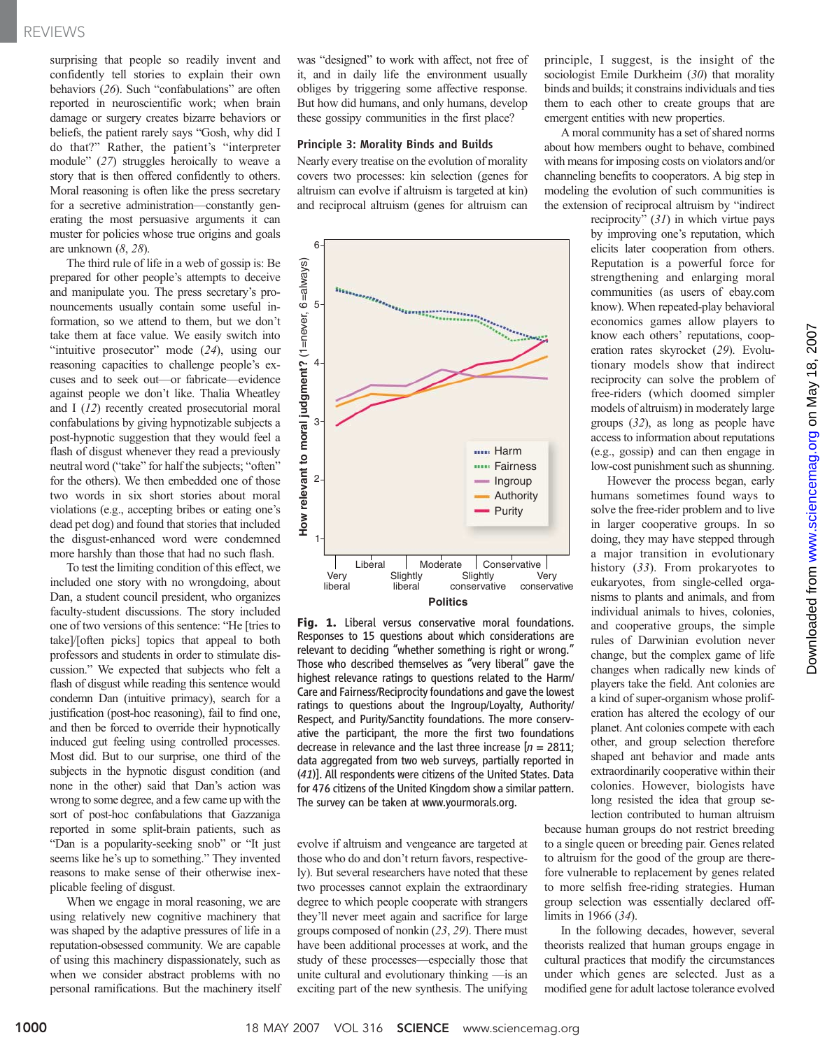surprising that people so readily invent and confidently tell stories to explain their own behaviors (26). Such "confabulations" are often reported in neuroscientific work; when brain damage or surgery creates bizarre behaviors or beliefs, the patient rarely says "Gosh, why did I do that?" Rather, the patient's "interpreter module" (27) struggles heroically to weave a story that is then offered confidently to others. Moral reasoning is often like the press secretary for a secretive administration—constantly generating the most persuasive arguments it can muster for policies whose true origins and goals are unknown (8, 28).

The third rule of life in a web of gossip is: Be prepared for other people's attempts to deceive and manipulate you. The press secretary's pronouncements usually contain some useful information, so we attend to them, but we don't take them at face value. We easily switch into "intuitive prosecutor" mode (24), using our reasoning capacities to challenge people's excuses and to seek out—or fabricate—evidence against people we don't like. Thalia Wheatley and I (12) recently created prosecutorial moral confabulations by giving hypnotizable subjects a post-hypnotic suggestion that they would feel a flash of disgust whenever they read a previously neutral word ("take" for half the subjects; "often" for the others). We then embedded one of those two words in six short stories about moral violations (e.g., accepting bribes or eating one's dead pet dog) and found that stories that included the disgust-enhanced word were condemned more harshly than those that had no such flash.

To test the limiting condition of this effect, we included one story with no wrongdoing, about Dan, a student council president, who organizes faculty-student discussions. The story included one of two versions of this sentence: "He [tries to take]/[often picks] topics that appeal to both professors and students in order to stimulate discussion." We expected that subjects who felt a flash of disgust while reading this sentence would condemn Dan (intuitive primacy), search for a justification (post-hoc reasoning), fail to find one, and then be forced to override their hypnotically induced gut feeling using controlled processes. Most did. But to our surprise, one third of the subjects in the hypnotic disgust condition (and none in the other) said that Dan's action was wrong to some degree, and a few came up with the sort of post-hoc confabulations that Gazzaniga reported in some split-brain patients, such as "Dan is a popularity-seeking snob" or "It just seems like he's up to something." They invented reasons to make sense of their otherwise inexplicable feeling of disgust.

When we engage in moral reasoning, we are using relatively new cognitive machinery that was shaped by the adaptive pressures of life in a reputation-obsessed community. We are capable of using this machinery dispassionately, such as when we consider abstract problems with no personal ramifications. But the machinery itself was "designed" to work with affect, not free of it, and in daily life the environment usually obliges by triggering some affective response. But how did humans, and only humans, develop these gossipy communities in the first place?

### Principle 3: Morality Binds and Builds

Nearly every treatise on the evolution of morality covers two processes: kin selection (genes for altruism can evolve if altruism is targeted at kin) and reciprocal altruism (genes for altruism can evolve if altruism and vengeance are targeted at those who do and don't return favors, respectively). But several researchers have noted that these two processes cannot explain the extraordinary degree to which people cooperate with strangers they'll never meet again and sacrifice for large groups composed of nonkin (23, 29). There must have been additional processes at work, and the study of these processes—especially those that unite cultural and evolutionary thinking —is an exciting part of the new synthesis. The unifying principle, I suggest, is the insight of the sociologist Emile Durkheim (30) that morality binds and builds; it constrains individuals and ties them to each other to create groups that are emergent entities with new properties.

How relevant to moral judgment? (1=never, 6=always)
6
5
4
3
2
1
Harm
Fairness
Ingroup
Authority
Purity
Very liberal
Liberal
Slightly liberal
Moderate
Slightly conservative
Conservative
Very conservative
Politics

**Fig. 1.** Liberal versus conservative moral foundations. Responses to 15 questions about which considerations are relevant to deciding "whether something is right or wrong." Those who described themselves as "very liberal" gave the highest relevance ratings to questions related to the Harm/Care and Fairness/Reciprocity foundations and gave the lowest ratings to questions about the Ingroup/Loyalty, Authority/Respect, and Purity/Sanctity foundations. The more conservative the participant, the more the first two foundations decrease in relevance and the last three increase [$n = 2811$; data aggregated from two web surveys, partially reported in (41)]. All respondents were citizens of the United States. Data for 476 citizens of the United Kingdom show a similar pattern. The survey can be taken at www.yourmorals.org.

A moral community has a set of shared norms about how members ought to behave, combined with means for imposing costs on violators and/or channeling benefits to cooperators. A big step in modeling the evolution of such communities is the extension of reciprocal altruism by "indirect reciprocity" (31) in which virtue pays by improving one's reputation, which elicits later cooperation from others. Reputation is a powerful force for strengthening and enlarging moral communities (as users of ebay.com know). When repeated-play behavioral economics games allow players to know each others' reputations, cooperation rates skyrocket (29). Evolutionary models show that indirect reciprocity can solve the problem of free-riders (which doomed simpler models of altruism) in moderately large groups (32), as long as people have access to information about reputations (e.g., gossip) and can then engage in low-cost punishment such as shunning.

However the process began, early humans sometimes found ways to solve the free-rider problem and to live in larger cooperative groups. In so doing, they may have stepped through a major transition in evolutionary history (33). From prokaryotes to eukaryotes, from single-celled organisms to plants and animals, and from individual animals to hives, colonies, and cooperative groups, the simple rules of Darwinian evolution never change, but the complex game of life changes when radically new kinds of players take the field. Ant colonies are a kind of super-organism whose proliferation has altered the ecology of our planet. Ant colonies compete with each other, and group selection therefore shaped ant behavior and made ants extraordinarily cooperative within their colonies. However, biologists have long resisted the idea that group selection contributed to human altruism because human groups do not restrict breeding to a single queen or breeding pair. Genes related to altruism for the good of the group are therefore vulnerable to replacement by genes related to more selfish free-riding strategies. Human group selection was essentially declared off-limits in 1966 (34).

In the following decades, however, several theorists realized that human groups engage in cultural practices that modify the circumstances under which genes are selected. Just as a modified gene for adult lactose tolerance evolved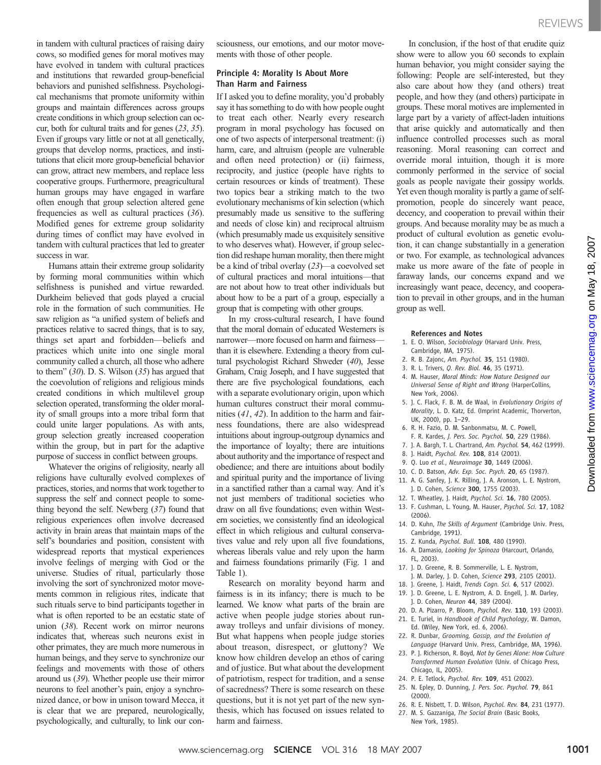in tandem with cultural practices of raising dairy cows, so modified genes for moral motives may have evolved in tandem with cultural practices and institutions that rewarded group-beneficial behaviors and punished selfishness. Psychological mechanisms that promote uniformity within groups and maintain differences across groups create conditions in which group selection can occur, both for cultural traits and for genes (*23*, *35*). Even if groups vary little or not at all genetically, groups that develop norms, practices, and institutions that elicit more group-beneficial behavior can grow, attract new members, and replace less cooperative groups. Furthermore, preagricultural human groups may have engaged in warfare often enough that group selection altered gene frequencies as well as cultural practices (*36*). Modified genes for extreme group solidarity during times of conflict may have evolved in tandem with cultural practices that led to greater success in war.

Humans attain their extreme group solidarity by forming moral communities within which selfishness is punished and virtue rewarded. Durkheim believed that gods played a crucial role in the formation of such communities. He saw religion as "a unified system of beliefs and practices relative to sacred things, that is to say, things set apart and forbidden—beliefs and practices which unite into one single moral community called a church, all those who adhere to them" (*30*). D. S. Wilson (*35*) has argued that the coevolution of religions and religious minds created conditions in which multilevel group selection operated, transforming the older morality of small groups into a more tribal form that could unite larger populations. As with ants, group selection greatly increased cooperation within the group, but in part for the adaptive purpose of success in conflict between groups.

Whatever the origins of religiosity, nearly all religions have culturally evolved complexes of practices, stories, and norms that work together to suppress the self and connect people to something beyond the self. Newberg (*37*) found that religious experiences often involve decreased activity in brain areas that maintain maps of the self's boundaries and position, consistent with widespread reports that mystical experiences involve feelings of merging with God or the universe. Studies of ritual, particularly those involving the sort of synchronized motor movements common in religious rites, indicate that such rituals serve to bind participants together in what is often reported to be an ecstatic state of union (*38*). Recent work on mirror neurons indicates that, whereas such neurons exist in other primates, they are much more numerous in human beings, and they serve to synchronize our feelings and movements with those of others around us (*39*). Whether people use their mirror neurons to feel another's pain, enjoy a synchronized dance, or bow in unison toward Mecca, it is clear that we are prepared, neurologically, psychologically, and culturally, to link our consciousness, our emotions, and our motor movements with those of other people.

### Principle 4: Morality Is About More Than Harm and Fairness

If I asked you to define morality, you'd probably say it has something to do with how people ought to treat each other. Nearly every research program in moral psychology has focused on one of two aspects of interpersonal treatment: (i) harm, care, and altruism (people are vulnerable and often need protection) or (ii) fairness, reciprocity, and justice (people have rights to certain resources or kinds of treatment). These two topics bear a striking match to the two evolutionary mechanisms of kin selection (which presumably made us sensitive to the suffering and needs of close kin) and reciprocal altruism (which presumably made us exquisitely sensitive to who deserves what). However, if group selection did reshape human morality, then there might be a kind of tribal overlay (*23*)—a coevolved set of cultural practices and moral intuitions—that are not about how to treat other individuals but about how to be a part of a group, especially a group that is competing with other groups.

In my cross-cultural research, I have found that the moral domain of educated Westerners is narrower—more focused on harm and fairness—than it is elsewhere. Extending a theory from cultural psychologist Richard Shweder (*40*), Jesse Graham, Craig Joseph, and I have suggested that there are five psychological foundations, each with a separate evolutionary origin, upon which human cultures construct their moral communities (*41*, *42*). In addition to the harm and fairness foundations, there are also widespread intuitions about ingroup-outgroup dynamics and the importance of loyalty; there are intuitions about authority and the importance of respect and obedience; and there are intuitions about bodily and spiritual purity and the importance of living in a sanctified rather than a carnal way. And it's not just members of traditional societies who draw on all five foundations; even within Western societies, we consistently find an ideological effect in which religious and cultural conservatives value and rely upon all five foundations, whereas liberals value and rely upon the harm and fairness foundations primarily (Fig. 1 and Table 1).

Research on morality beyond harm and fairness is in its infancy; there is much to be learned. We know what parts of the brain are active when people judge stories about runaway trolleys and unfair divisions of money. But what happens when people judge stories about treason, disrespect, or gluttony? We know how children develop an ethos of caring and of justice. But what about the development of patriotism, respect for tradition, and a sense of sacredness? There is some research on these questions, but it is not yet part of the new synthesis, which has focused on issues related to harm and fairness.

In conclusion, if the host of that erudite quiz show were to allow you 60 seconds to explain human behavior, you might consider saying the following: People are self-interested, but they also care about how they (and others) treat people, and how they (and others) participate in groups. These moral motives are implemented in large part by a variety of affect-laden intuitions that arise quickly and automatically and then influence controlled processes such as moral reasoning. Moral reasoning can correct and override moral intuition, though it is more commonly performed in the service of social goals as people navigate their gossipy worlds. Yet even though morality is partly a game of self-promotion, people do sincerely want peace, decency, and cooperation to prevail within their groups. And because morality may be as much a product of cultural evolution as genetic evolution, it can change substantially in a generation or two. For example, as technological advances make us more aware of the fate of people in faraway lands, our concerns expand and we increasingly want peace, decency, and cooperation to prevail in other groups, and in the human group as well.

#### References and Notes

1. E. O. Wilson, *Sociobiology* (Harvard Univ. Press, Cambridge, MA, 1975).
2. R. B. Zajonc, *Am. Psychol.* **35**, 151 (1980).
3. R. L. Trivers, *Q. Rev. Biol.* **46**, 35 (1971).
4. M. Hauser, *Moral Minds: How Nature Designed our Universal Sense of Right and Wrong* (HarperCollins, New York, 2006).
5. J. C. Flack, F. B. M. de Waal, in *Evolutionary Origins of Morality*, L. D. Katz, Ed. (Imprint Academic, Thorverton, UK, 2000), pp. 1–29.
6. R. H. Fazio, D. M. Sanbonmatsu, M. C. Powell, F. R. Kardes, *J. Pers. Soc. Psychol.* **50**, 229 (1986).
7. J. A. Bargh, T. L. Chartrand, *Am. Psychol.* **54**, 462 (1999).
8. J. Haidt, *Psychol. Rev.* **108**, 814 (2001).
9. Q. Luo *et al.*, *Neuroimage* **30**, 1449 (2006).
10. C. D. Batson, *Adv. Exp. Soc. Psych.* **20**, 65 (1987).
11. A. G. Sanfey, J. K. Rilling, J. A. Aronson, L. E. Nystrom, J. D. Cohen, *Science* **300**, 1755 (2003).
12. T. Wheatley, J. Haidt, *Psychol. Sci.* **16**, 780 (2005).
13. F. Cushman, L. Young, M. Hauser, *Psychol. Sci.* **17**, 1082 (2006).
14. D. Kuhn, *The Skills of Argument* (Cambridge Univ. Press, Cambridge, 1991).
15. Z. Kunda, *Psychol. Bull.* **108**, 480 (1990).
16. A. Damasio, *Looking for Spinoza* (Harcourt, Orlando, FL, 2003).
17. J. D. Greene, R. B. Sommerville, L. E. Nystrom, J. M. Darley, J. D. Cohen, *Science* **293**, 2105 (2001).
18. J. Greene, J. Haidt, *Trends Cogn. Sci.* **6**, 517 (2002).
19. J. D. Greene, L. E. Nystrom, A. D. Engell, J. M. Darley, J. D. Cohen, *Neuron* **44**, 389 (2004).
20. D. A. Pizarro, P. Bloom, *Psychol. Rev.* **110**, 193 (2003).
21. E. Turiel, in *Handbook of Child Psychology*, W. Damon, Ed. (Wiley, New York, ed. 6, 2006).
22. R. Dunbar, *Grooming, Gossip, and the Evolution of Language* (Harvard Univ. Press, Cambridge, MA, 1996).
23. P. J. Richerson, R. Boyd, *Not by Genes Alone: How Culture Transformed Human Evolution* (Univ. of Chicago Press, Chicago, IL, 2005).
24. P. E. Tetlock, *Psychol. Rev.* **109**, 451 (2002).
25. N. Epley, D. Dunning, *J. Pers. Soc. Psychol.* **79**, 861 (2000).
26. R. E. Nisbett, T. D. Wilson, *Psychol. Rev.* **84**, 231 (1977).
27. M. S. Gazzaniga, *The Social Brain* (Basic Books, New York, 1985).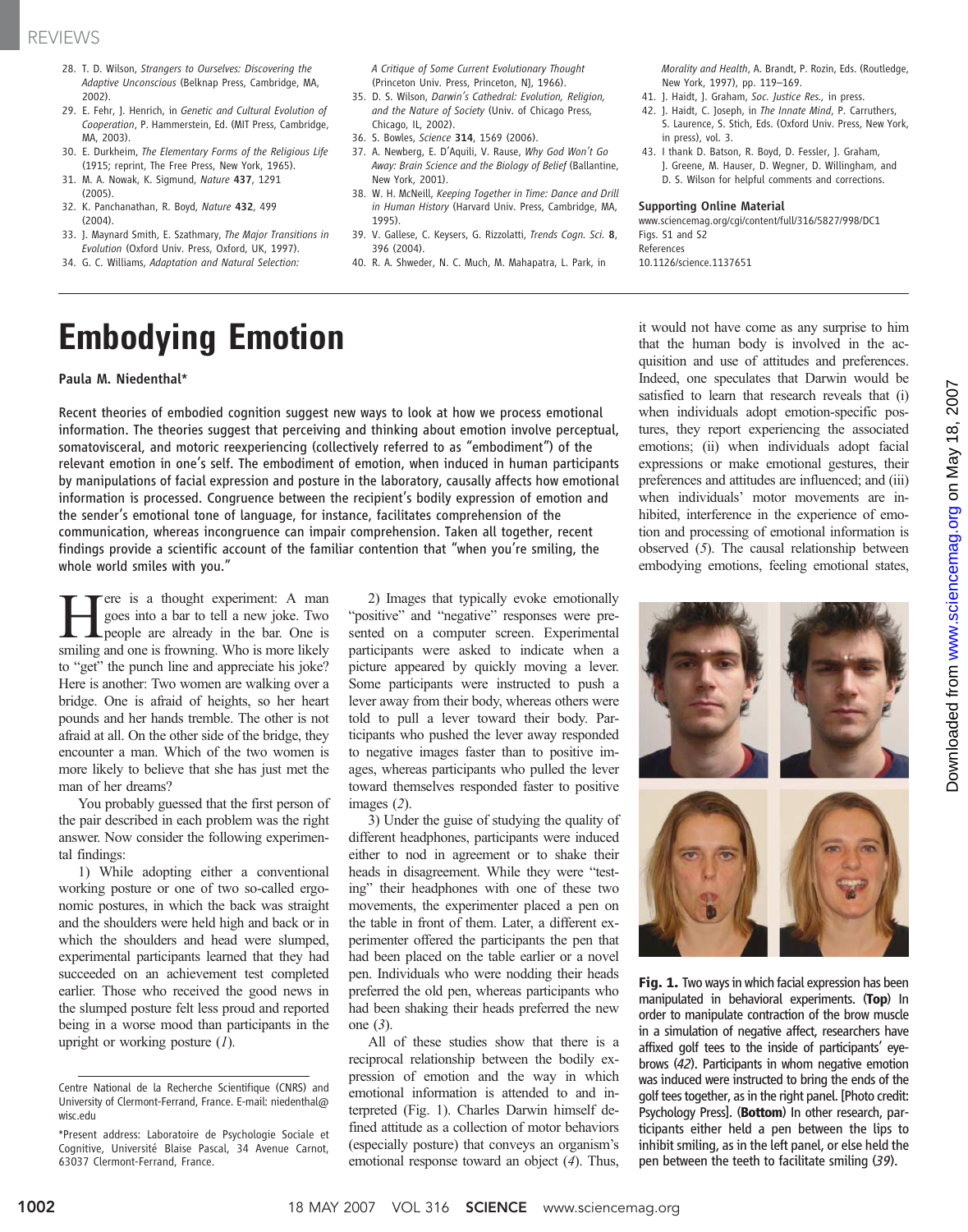28. T. D. Wilson, *Strangers to Ourselves: Discovering the Adaptive Unconscious* (Belknap Press, Cambridge, MA, 2002).
29. E. Fehr, J. Henrich, in *Genetic and Cultural Evolution of Cooperation*, P. Hammerstein, Ed. (MIT Press, Cambridge, MA, 2003).
30. E. Durkheim, *The Elementary Forms of the Religious Life* (1915; reprint, The Free Press, New York, 1965).
31. M. A. Nowak, K. Sigmund, *Nature* **437**, 1291 (2005).
32. K. Panchanathan, R. Boyd, *Nature* **432**, 499 (2004).
33. J. Maynard Smith, E. Szathmary, *The Major Transitions in Evolution* (Oxford Univ. Press, Oxford, UK, 1997).
34. G. C. Williams, *Adaptation and Natural Selection: A Critique of Some Current Evolutionary Thought* (Princeton Univ. Press, Princeton, NJ, 1966).
35. D. S. Wilson, *Darwin's Cathedral: Evolution, Religion, and the Nature of Society* (Univ. of Chicago Press, Chicago, IL, 2002).
36. S. Bowles, *Science* **314**, 1569 (2006).
37. A. Newberg, E. D'Aquili, V. Rause, *Why God Won't Go Away: Brain Science and the Biology of Belief* (Ballantine, New York, 2001).
38. W. H. McNeill, *Keeping Together in Time: Dance and Drill in Human History* (Harvard Univ. Press, Cambridge, MA, 1995).
39. V. Gallese, C. Keysers, G. Rizzolatti, *Trends Cogn. Sci.* **8**, 396 (2004).
40. R. A. Shweder, N. C. Much, M. Mahapatra, L. Park, in *Morality and Health*, A. Brandt, P. Rozin, Eds. (Routledge, New York, 1997), pp. 119–169.
41. J. Haidt, J. Graham, *Soc. Justice Res.*, in press.
42. J. Haidt, C. Joseph, in *The Innate Mind*, P. Carruthers, S. Laurence, S. Stich, Eds. (Oxford Univ. Press, New York, in press), vol. 3.
43. I thank D. Batson, R. Boyd, D. Fessler, J. Graham, J. Greene, M. Hauser, D. Wegner, D. Willingham, and D. S. Wilson for helpful comments and corrections.

**Supporting Online Material**
www.sciencemag.org/cgi/content/full/316/5827/998/DC1
Figs. S1 and S2
References
10.1126/science.1137651

# Embodying Emotion

**Paula M. Niedenthal***

Recent theories of embodied cognition suggest new ways to look at how we process emotional information. The theories suggest that perceiving and thinking about emotion involve perceptual, somatovisceral, and motoric reexperiencing (collectively referred to as "embodiment") of the relevant emotion in one's self. The embodiment of emotion, when induced in human participants by manipulations of facial expression and posture in the laboratory, causally affects how emotional information is processed. Congruence between the recipient's bodily expression of emotion and the sender's emotional tone of language, for instance, facilitates comprehension of the communication, whereas incongruence can impair comprehension. Taken all together, recent findings provide a scientific account of the familiar contention that "when you're smiling, the whole world smiles with you."

Here is a thought experiment: A man goes into a bar to tell a new joke. Two people are already in the bar. One is smiling and one is frowning. Who is more likely to "get" the punch line and appreciate his joke? Here is another: Two women are walking over a bridge. One is afraid of heights, so her heart pounds and her hands tremble. The other is not afraid at all. On the other side of the bridge, they encounter a man. Which of the two women is more likely to believe that she has just met the man of her dreams?

You probably guessed that the first person of the pair described in each problem was the right answer. Now consider the following experimental findings:

1) While adopting either a conventional working posture or one of two so-called ergonomic postures, in which the back was straight and the shoulders were held high and back or in which the shoulders and head were slumped, experimental participants learned that they had succeeded on an achievement test completed earlier. Those who received the good news in the slumped posture felt less proud and reported being in a worse mood than participants in the upright or working posture (*1*).

2) Images that typically evoke emotionally "positive" and "negative" responses were presented on a computer screen. Experimental participants were asked to indicate when a picture appeared by quickly moving a lever. Some participants were instructed to push a lever away from their body, whereas others were told to pull a lever toward their body. Participants who pushed the lever away responded to negative images faster than to positive images, whereas participants who pulled the lever toward themselves responded faster to positive images (*2*).

3) Under the guise of studying the quality of different headphones, participants were induced either to nod in agreement or to shake their heads in disagreement. While they were "testing" their headphones with one of these two movements, the experimenter placed a pen on the table in front of them. Later, a different experimenter offered the participants the pen that had been placed on the table earlier or a novel pen. Individuals who were nodding their heads preferred the old pen, whereas participants who had been shaking their heads preferred the new one (*3*).

All of these studies show that there is a reciprocal relationship between the bodily expression of emotion and the way in which emotional information is attended to and interpreted (Fig. 1). Charles Darwin himself defined attitude as a collection of motor behaviors (especially posture) that conveys an organism's emotional response toward an object (*4*). Thus, it would not have come as any surprise to him that the human body is involved in the acquisition and use of attitudes and preferences. Indeed, one speculates that Darwin would be satisfied to learn that research reveals that (i) when individuals adopt emotion-specific postures, they report experiencing the associated emotions; (ii) when individuals adopt facial expressions or make emotional gestures, their preferences and attitudes are influenced; and (iii) when individuals' motor movements are inhibited, interference in the experience of emotion and processing of emotional information is observed (*5*). The causal relationship between embodying emotions, feeling emotional states,

**Fig. 1.** Two ways in which facial expression has been manipulated in behavioral experiments. (**Top**) In order to manipulate contraction of the brow muscle in a simulation of negative affect, researchers have affixed golf tees to the inside of participants' eyebrows (*42*). Participants in whom negative emotion was induced were instructed to bring the ends of the golf tees together, as in the right panel. [Photo credit: Psychology Press]. (**Bottom**) In other research, participants either held a pen between the lips to inhibit smiling, as in the left panel, or else held the pen between the teeth to facilitate smiling (*39*).

Centre National de la Recherche Scientifique (CNRS) and University of Clermont-Ferrand, France. E-mail: niedenthal@wisc.edu

*Present address: Laboratoire de Psychologie Sociale et Cognitive, Université Blaise Pascal, 34 Avenue Carnot, 63037 Clermont-Ferrand, France.